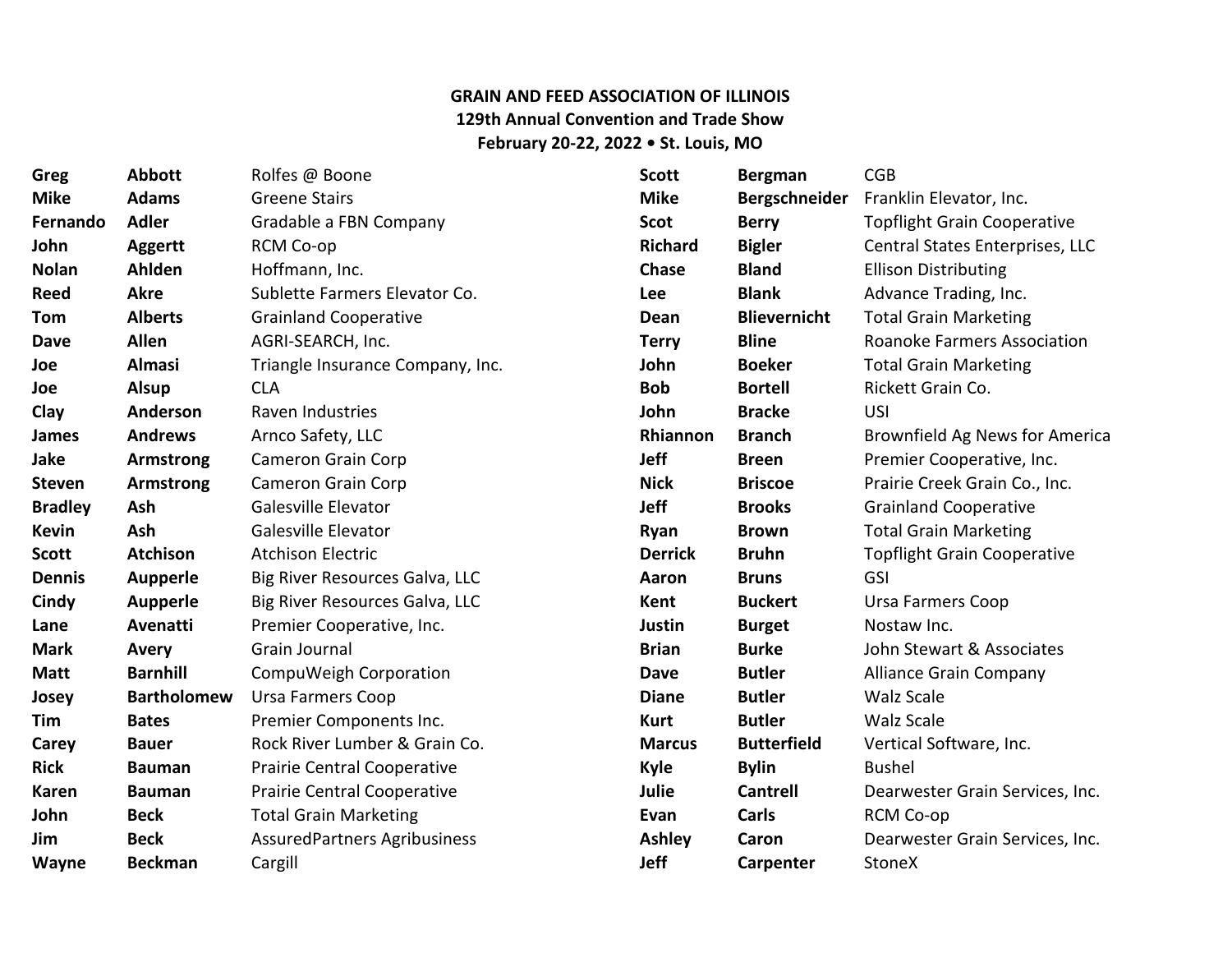**GRAIN AND FEED ASSOCIATION OF ILLINOIS**
**129th Annual Convention and Trade Show**
**February 20-22, 2022 • St. Louis, MO**

| First Name | Last Name | Company |
|---|---|---|
| **Greg** | **Abbott** | Rolfes @ Boone |
| **Mike** | **Adams** | Greene Stairs |
| **Fernando** | **Adler** | Gradable a FBN Company |
| **John** | **Aggertt** | RCM Co-op |
| **Nolan** | **Ahlden** | Hoffmann, Inc. |
| **Reed** | **Akre** | Sublette Farmers Elevator Co. |
| **Tom** | **Alberts** | Grainland Cooperative |
| **Dave** | **Allen** | AGRI-SEARCH, Inc. |
| **Joe** | **Almasi** | Triangle Insurance Company, Inc. |
| **Joe** | **Alsup** | CLA |
| **Clay** | **Anderson** | Raven Industries |
| **James** | **Andrews** | Arnco Safety, LLC |
| **Jake** | **Armstrong** | Cameron Grain Corp |
| **Steven** | **Armstrong** | Cameron Grain Corp |
| **Bradley** | **Ash** | Galesville Elevator |
| **Kevin** | **Ash** | Galesville Elevator |
| **Scott** | **Atchison** | Atchison Electric |
| **Dennis** | **Aupperle** | Big River Resources Galva, LLC |
| **Cindy** | **Aupperle** | Big River Resources Galva, LLC |
| **Lane** | **Avenatti** | Premier Cooperative, Inc. |
| **Mark** | **Avery** | Grain Journal |
| **Matt** | **Barnhill** | CompuWeigh Corporation |
| **Josey** | **Bartholomew** | Ursa Farmers Coop |
| **Tim** | **Bates** | Premier Components Inc. |
| **Carey** | **Bauer** | Rock River Lumber & Grain Co. |
| **Rick** | **Bauman** | Prairie Central Cooperative |
| **Karen** | **Bauman** | Prairie Central Cooperative |
| **John** | **Beck** | Total Grain Marketing |
| **Jim** | **Beck** | AssuredPartners Agribusiness |
| **Wayne** | **Beckman** | Cargill |
| **Scott** | **Bergman** | CGB |
| **Mike** | **Bergschneider** | Franklin Elevator, Inc. |
| **Scot** | **Berry** | Topflight Grain Cooperative |
| **Richard** | **Bigler** | Central States Enterprises, LLC |
| **Chase** | **Bland** | Ellison Distributing |
| **Lee** | **Blank** | Advance Trading, Inc. |
| **Dean** | **Blievernicht** | Total Grain Marketing |
| **Terry** | **Bline** | Roanoke Farmers Association |
| **John** | **Boeker** | Total Grain Marketing |
| **Bob** | **Bortell** | Rickett Grain Co. |
| **John** | **Bracke** | USI |
| **Rhiannon** | **Branch** | Brownfield Ag News for America |
| **Jeff** | **Breen** | Premier Cooperative, Inc. |
| **Nick** | **Briscoe** | Prairie Creek Grain Co., Inc. |
| **Jeff** | **Brooks** | Grainland Cooperative |
| **Ryan** | **Brown** | Total Grain Marketing |
| **Derrick** | **Bruhn** | Topflight Grain Cooperative |
| **Aaron** | **Bruns** | GSI |
| **Kent** | **Buckert** | Ursa Farmers Coop |
| **Justin** | **Burget** | Nostaw Inc. |
| **Brian** | **Burke** | John Stewart & Associates |
| **Dave** | **Butler** | Alliance Grain Company |
| **Diane** | **Butler** | Walz Scale |
| **Kurt** | **Butler** | Walz Scale |
| **Marcus** | **Butterfield** | Vertical Software, Inc. |
| **Kyle** | **Bylin** | Bushel |
| **Julie** | **Cantrell** | Dearwester Grain Services, Inc. |
| **Evan** | **Carls** | RCM Co-op |
| **Ashley** | **Caron** | Dearwester Grain Services, Inc. |
| **Jeff** | **Carpenter** | StoneX |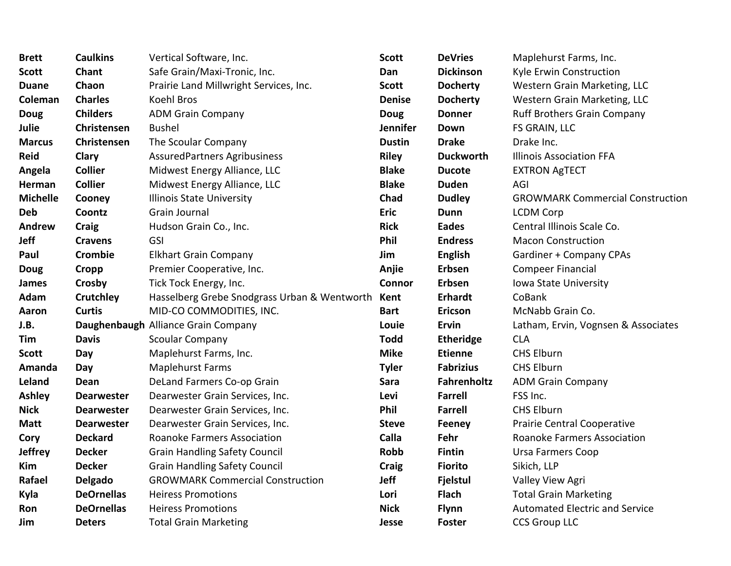| | | |
|---|---|---|
| **Brett** | **Caulkins** | Vertical Software, Inc. |
| **Scott** | **Chant** | Safe Grain/Maxi-Tronic, Inc. |
| **Duane** | **Chaon** | Prairie Land Millwright Services, Inc. |
| **Coleman** | **Charles** | Koehl Bros |
| **Doug** | **Childers** | ADM Grain Company |
| **Julie** | **Christensen** | Bushel |
| **Marcus** | **Christensen** | The Scoular Company |
| **Reid** | **Clary** | AssuredPartners Agribusiness |
| **Angela** | **Collier** | Midwest Energy Alliance, LLC |
| **Herman** | **Collier** | Midwest Energy Alliance, LLC |
| **Michelle** | **Cooney** | Illinois State University |
| **Deb** | **Coontz** | Grain Journal |
| **Andrew** | **Craig** | Hudson Grain Co., Inc. |
| **Jeff** | **Cravens** | GSI |
| **Paul** | **Crombie** | Elkhart Grain Company |
| **Doug** | **Cropp** | Premier Cooperative, Inc. |
| **James** | **Crosby** | Tick Tock Energy, Inc. |
| **Adam** | **Crutchley** | Hasselberg Grebe Snodgrass Urban & Wentworth |
| **Aaron** | **Curtis** | MID-CO COMMODITIES, INC. |
| **J.B.** | **Daughenbaugh** | Alliance Grain Company |
| **Tim** | **Davis** | Scoular Company |
| **Scott** | **Day** | Maplehurst Farms, Inc. |
| **Amanda** | **Day** | Maplehurst Farms |
| **Leland** | **Dean** | DeLand Farmers Co-op Grain |
| **Ashley** | **Dearwester** | Dearwester Grain Services, Inc. |
| **Nick** | **Dearwester** | Dearwester Grain Services, Inc. |
| **Matt** | **Dearwester** | Dearwester Grain Services, Inc. |
| **Cory** | **Deckard** | Roanoke Farmers Association |
| **Jeffrey** | **Decker** | Grain Handling Safety Council |
| **Kim** | **Decker** | Grain Handling Safety Council |
| **Rafael** | **Delgado** | GROWMARK Commercial Construction |
| **Kyla** | **DeOrnellas** | Heiress Promotions |
| **Ron** | **DeOrnellas** | Heiress Promotions |
| **Jim** | **Deters** | Total Grain Marketing |
| **Scott** | **DeVries** | Maplehurst Farms, Inc. |
| **Dan** | **Dickinson** | Kyle Erwin Construction |
| **Scott** | **Docherty** | Western Grain Marketing, LLC |
| **Denise** | **Docherty** | Western Grain Marketing, LLC |
| **Doug** | **Donner** | Ruff Brothers Grain Company |
| **Jennifer** | **Down** | FS GRAIN, LLC |
| **Dustin** | **Drake** | Drake Inc. |
| **Riley** | **Duckworth** | Illinois Association FFA |
| **Blake** | **Ducote** | EXTRON AgTECT |
| **Blake** | **Duden** | AGI |
| **Chad** | **Dudley** | GROWMARK Commercial Construction |
| **Eric** | **Dunn** | LCDM Corp |
| **Rick** | **Eades** | Central Illinois Scale Co. |
| **Phil** | **Endress** | Macon Construction |
| **Jim** | **English** | Gardiner + Company CPAs |
| **Anjie** | **Erbsen** | Compeer Financial |
| **Connor** | **Erbsen** | Iowa State University |
| **Kent** | **Erhardt** | CoBank |
| **Bart** | **Ericson** | McNabb Grain Co. |
| **Louie** | **Ervin** | Latham, Ervin, Vognsen & Associates |
| **Todd** | **Etheridge** | CLA |
| **Mike** | **Etienne** | CHS Elburn |
| **Tyler** | **Fabrizius** | CHS Elburn |
| **Sara** | **Fahrenholtz** | ADM Grain Company |
| **Levi** | **Farrell** | FSS Inc. |
| **Phil** | **Farrell** | CHS Elburn |
| **Steve** | **Feeney** | Prairie Central Cooperative |
| **Calla** | **Fehr** | Roanoke Farmers Association |
| **Robb** | **Fintin** | Ursa Farmers Coop |
| **Craig** | **Fiorito** | Sikich, LLP |
| **Jeff** | **Fjelstul** | Valley View Agri |
| **Lori** | **Flach** | Total Grain Marketing |
| **Nick** | **Flynn** | Automated Electric and Service |
| **Jesse** | **Foster** | CCS Group LLC |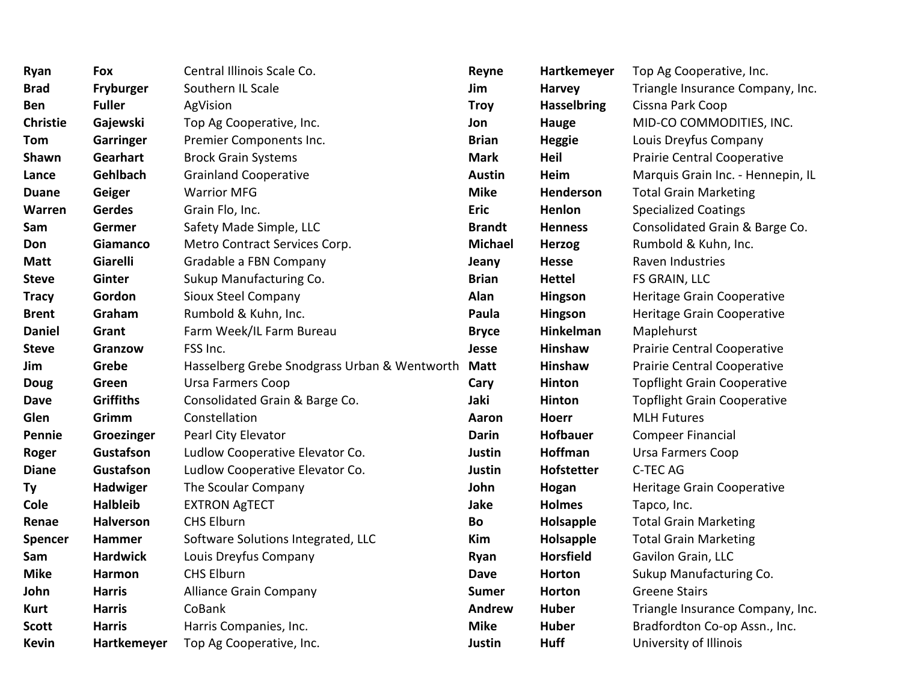| | | |
|---|---|---|
| **Ryan** | **Fox** | Central Illinois Scale Co. |
| **Brad** | **Fryburger** | Southern IL Scale |
| **Ben** | **Fuller** | AgVision |
| **Christie** | **Gajewski** | Top Ag Cooperative, Inc. |
| **Tom** | **Garringer** | Premier Components Inc. |
| **Shawn** | **Gearhart** | Brock Grain Systems |
| **Lance** | **Gehlbach** | Grainland Cooperative |
| **Duane** | **Geiger** | Warrior MFG |
| **Warren** | **Gerdes** | Grain Flo, Inc. |
| **Sam** | **Germer** | Safety Made Simple, LLC |
| **Don** | **Giamanco** | Metro Contract Services Corp. |
| **Matt** | **Giarelli** | Gradable a FBN Company |
| **Steve** | **Ginter** | Sukup Manufacturing Co. |
| **Tracy** | **Gordon** | Sioux Steel Company |
| **Brent** | **Graham** | Rumbold & Kuhn, Inc. |
| **Daniel** | **Grant** | Farm Week/IL Farm Bureau |
| **Steve** | **Granzow** | FSS Inc. |
| **Jim** | **Grebe** | Hasselberg Grebe Snodgrass Urban & Wentworth |
| **Doug** | **Green** | Ursa Farmers Coop |
| **Dave** | **Griffiths** | Consolidated Grain & Barge Co. |
| **Glen** | **Grimm** | Constellation |
| **Pennie** | **Groezinger** | Pearl City Elevator |
| **Roger** | **Gustafson** | Ludlow Cooperative Elevator Co. |
| **Diane** | **Gustafson** | Ludlow Cooperative Elevator Co. |
| **Ty** | **Hadwiger** | The Scoular Company |
| **Cole** | **Halbleib** | EXTRON AgTECT |
| **Renae** | **Halverson** | CHS Elburn |
| **Spencer** | **Hammer** | Software Solutions Integrated, LLC |
| **Sam** | **Hardwick** | Louis Dreyfus Company |
| **Mike** | **Harmon** | CHS Elburn |
| **John** | **Harris** | Alliance Grain Company |
| **Kurt** | **Harris** | CoBank |
| **Scott** | **Harris** | Harris Companies, Inc. |
| **Kevin** | **Hartkemeyer** | Top Ag Cooperative, Inc. |
| **Reyne** | **Hartkemeyer** | Top Ag Cooperative, Inc. |
| **Jim** | **Harvey** | Triangle Insurance Company, Inc. |
| **Troy** | **Hasselbring** | Cissna Park Coop |
| **Jon** | **Hauge** | MID-CO COMMODITIES, INC. |
| **Brian** | **Heggie** | Louis Dreyfus Company |
| **Mark** | **Heil** | Prairie Central Cooperative |
| **Austin** | **Heim** | Marquis Grain Inc. - Hennepin, IL |
| **Mike** | **Henderson** | Total Grain Marketing |
| **Eric** | **Henlon** | Specialized Coatings |
| **Brandt** | **Henness** | Consolidated Grain & Barge Co. |
| **Michael** | **Herzog** | Rumbold & Kuhn, Inc. |
| **Jeany** | **Hesse** | Raven Industries |
| **Brian** | **Hettel** | FS GRAIN, LLC |
| **Alan** | **Hingson** | Heritage Grain Cooperative |
| **Paula** | **Hingson** | Heritage Grain Cooperative |
| **Bryce** | **Hinkelman** | Maplehurst |
| **Jesse** | **Hinshaw** | Prairie Central Cooperative |
| **Matt** | **Hinshaw** | Prairie Central Cooperative |
| **Cary** | **Hinton** | Topflight Grain Cooperative |
| **Jaki** | **Hinton** | Topflight Grain Cooperative |
| **Aaron** | **Hoerr** | MLH Futures |
| **Darin** | **Hofbauer** | Compeer Financial |
| **Justin** | **Hoffman** | Ursa Farmers Coop |
| **Justin** | **Hofstetter** | C-TEC AG |
| **John** | **Hogan** | Heritage Grain Cooperative |
| **Jake** | **Holmes** | Tapco, Inc. |
| **Bo** | **Holsapple** | Total Grain Marketing |
| **Kim** | **Holsapple** | Total Grain Marketing |
| **Ryan** | **Horsfield** | Gavilon Grain, LLC |
| **Dave** | **Horton** | Sukup Manufacturing Co. |
| **Sumer** | **Horton** | Greene Stairs |
| **Andrew** | **Huber** | Triangle Insurance Company, Inc. |
| **Mike** | **Huber** | Bradfordton Co-op Assn., Inc. |
| **Justin** | **Huff** | University of Illinois |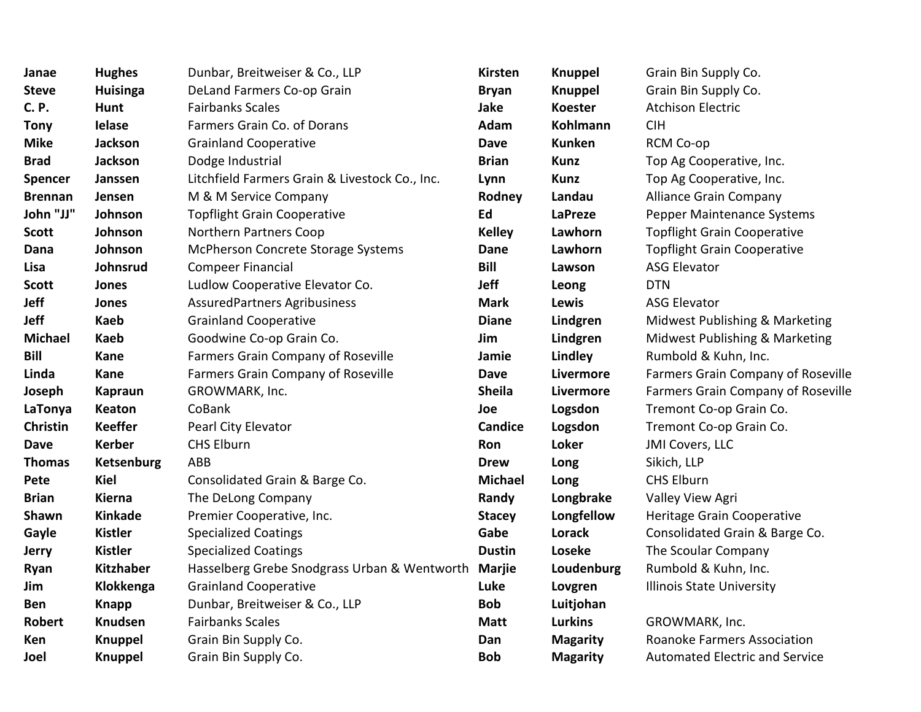| | | |
|---|---|---|
| **Janae** | **Hughes** | Dunbar, Breitweiser & Co., LLP |
| **Steve** | **Huisinga** | DeLand Farmers Co-op Grain |
| **C. P.** | **Hunt** | Fairbanks Scales |
| **Tony** | **Ielase** | Farmers Grain Co. of Dorans |
| **Mike** | **Jackson** | Grainland Cooperative |
| **Brad** | **Jackson** | Dodge Industrial |
| **Spencer** | **Janssen** | Litchfield Farmers Grain & Livestock Co., Inc. |
| **Brennan** | **Jensen** | M & M Service Company |
| **John "JJ"** | **Johnson** | Topflight Grain Cooperative |
| **Scott** | **Johnson** | Northern Partners Coop |
| **Dana** | **Johnson** | McPherson Concrete Storage Systems |
| **Lisa** | **Johnsrud** | Compeer Financial |
| **Scott** | **Jones** | Ludlow Cooperative Elevator Co. |
| **Jeff** | **Jones** | AssuredPartners Agribusiness |
| **Jeff** | **Kaeb** | Grainland Cooperative |
| **Michael** | **Kaeb** | Goodwine Co-op Grain Co. |
| **Bill** | **Kane** | Farmers Grain Company of Roseville |
| **Linda** | **Kane** | Farmers Grain Company of Roseville |
| **Joseph** | **Kapraun** | GROWMARK, Inc. |
| **LaTonya** | **Keaton** | CoBank |
| **Christin** | **Keeffer** | Pearl City Elevator |
| **Dave** | **Kerber** | CHS Elburn |
| **Thomas** | **Ketsenburg** | ABB |
| **Pete** | **Kiel** | Consolidated Grain & Barge Co. |
| **Brian** | **Kierna** | The DeLong Company |
| **Shawn** | **Kinkade** | Premier Cooperative, Inc. |
| **Gayle** | **Kistler** | Specialized Coatings |
| **Jerry** | **Kistler** | Specialized Coatings |
| **Ryan** | **Kitzhaber** | Hasselberg Grebe Snodgrass Urban & Wentworth |
| **Jim** | **Klokkenga** | Grainland Cooperative |
| **Ben** | **Knapp** | Dunbar, Breitweiser & Co., LLP |
| **Robert** | **Knudsen** | Fairbanks Scales |
| **Ken** | **Knuppel** | Grain Bin Supply Co. |
| **Joel** | **Knuppel** | Grain Bin Supply Co. |
| **Kirsten** | **Knuppel** | Grain Bin Supply Co. |
| **Bryan** | **Knuppel** | Grain Bin Supply Co. |
| **Jake** | **Koester** | Atchison Electric |
| **Adam** | **Kohlmann** | CIH |
| **Dave** | **Kunken** | RCM Co-op |
| **Brian** | **Kunz** | Top Ag Cooperative, Inc. |
| **Lynn** | **Kunz** | Top Ag Cooperative, Inc. |
| **Rodney** | **Landau** | Alliance Grain Company |
| **Ed** | **LaPreze** | Pepper Maintenance Systems |
| **Kelley** | **Lawhorn** | Topflight Grain Cooperative |
| **Dane** | **Lawhorn** | Topflight Grain Cooperative |
| **Bill** | **Lawson** | ASG Elevator |
| **Jeff** | **Leong** | DTN |
| **Mark** | **Lewis** | ASG Elevator |
| **Diane** | **Lindgren** | Midwest Publishing & Marketing |
| **Jim** | **Lindgren** | Midwest Publishing & Marketing |
| **Jamie** | **Lindley** | Rumbold & Kuhn, Inc. |
| **Dave** | **Livermore** | Farmers Grain Company of Roseville |
| **Sheila** | **Livermore** | Farmers Grain Company of Roseville |
| **Joe** | **Logsdon** | Tremont Co-op Grain Co. |
| **Candice** | **Logsdon** | Tremont Co-op Grain Co. |
| **Ron** | **Loker** | JMI Covers, LLC |
| **Drew** | **Long** | Sikich, LLP |
| **Michael** | **Long** | CHS Elburn |
| **Randy** | **Longbrake** | Valley View Agri |
| **Stacey** | **Longfellow** | Heritage Grain Cooperative |
| **Gabe** | **Lorack** | Consolidated Grain & Barge Co. |
| **Dustin** | **Loseke** | The Scoular Company |
| **Marjie** | **Loudenburg** | Rumbold & Kuhn, Inc. |
| **Luke** | **Lovgren** | Illinois State University |
| **Bob** | **Luitjohan** | |
| **Matt** | **Lurkins** | GROWMARK, Inc. |
| **Dan** | **Magarity** | Roanoke Farmers Association |
| **Bob** | **Magarity** | Automated Electric and Service |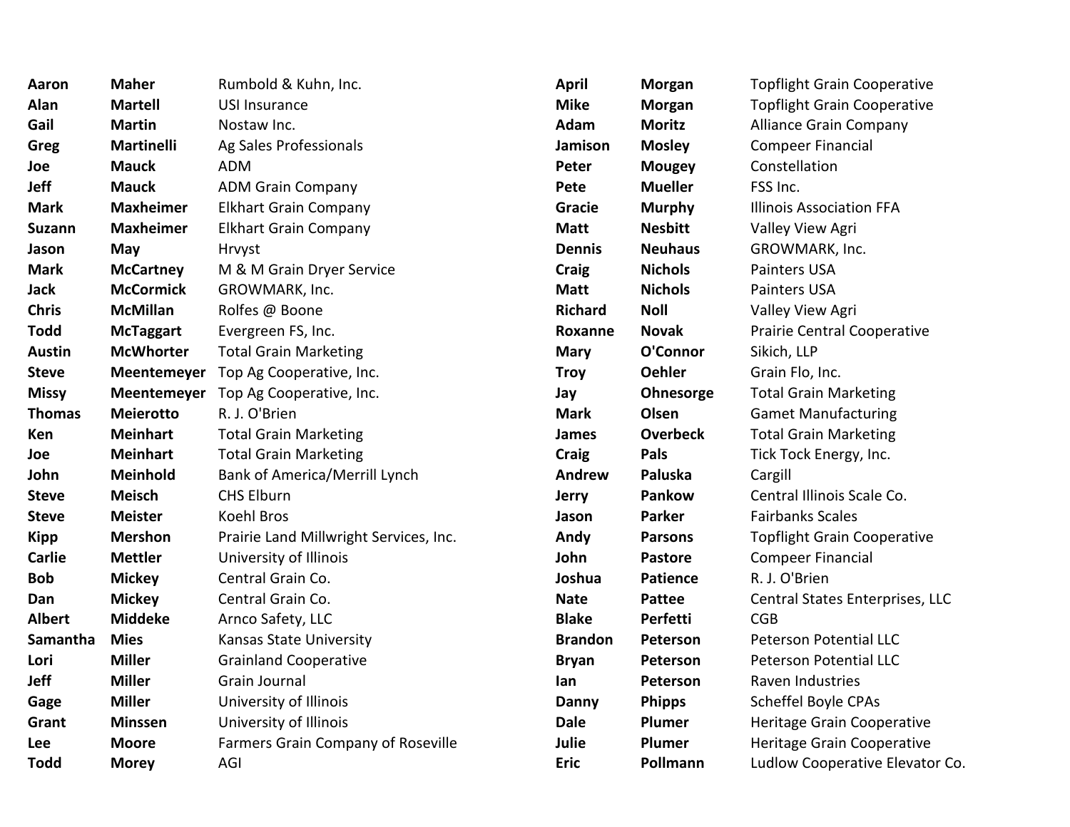| | | |
|---|---|---|
| **Aaron** | **Maher** | Rumbold & Kuhn, Inc. |
| **Alan** | **Martell** | USI Insurance |
| **Gail** | **Martin** | Nostaw Inc. |
| **Greg** | **Martinelli** | Ag Sales Professionals |
| **Joe** | **Mauck** | ADM |
| **Jeff** | **Mauck** | ADM Grain Company |
| **Mark** | **Maxheimer** | Elkhart Grain Company |
| **Suzann** | **Maxheimer** | Elkhart Grain Company |
| **Jason** | **May** | Hrvyst |
| **Mark** | **McCartney** | M & M Grain Dryer Service |
| **Jack** | **McCormick** | GROWMARK, Inc. |
| **Chris** | **McMillan** | Rolfes @ Boone |
| **Todd** | **McTaggart** | Evergreen FS, Inc. |
| **Austin** | **McWhorter** | Total Grain Marketing |
| **Steve** | **Meentemeyer** | Top Ag Cooperative, Inc. |
| **Missy** | **Meentemeyer** | Top Ag Cooperative, Inc. |
| **Thomas** | **Meierotto** | R. J. O'Brien |
| **Ken** | **Meinhart** | Total Grain Marketing |
| **Joe** | **Meinhart** | Total Grain Marketing |
| **John** | **Meinhold** | Bank of America/Merrill Lynch |
| **Steve** | **Meisch** | CHS Elburn |
| **Steve** | **Meister** | Koehl Bros |
| **Kipp** | **Mershon** | Prairie Land Millwright Services, Inc. |
| **Carlie** | **Mettler** | University of Illinois |
| **Bob** | **Mickey** | Central Grain Co. |
| **Dan** | **Mickey** | Central Grain Co. |
| **Albert** | **Middeke** | Arnco Safety, LLC |
| **Samantha** | **Mies** | Kansas State University |
| **Lori** | **Miller** | Grainland Cooperative |
| **Jeff** | **Miller** | Grain Journal |
| **Gage** | **Miller** | University of Illinois |
| **Grant** | **Minssen** | University of Illinois |
| **Lee** | **Moore** | Farmers Grain Company of Roseville |
| **Todd** | **Morey** | AGI |
| **April** | **Morgan** | Topflight Grain Cooperative |
| **Mike** | **Morgan** | Topflight Grain Cooperative |
| **Adam** | **Moritz** | Alliance Grain Company |
| **Jamison** | **Mosley** | Compeer Financial |
| **Peter** | **Mougey** | Constellation |
| **Pete** | **Mueller** | FSS Inc. |
| **Gracie** | **Murphy** | Illinois Association FFA |
| **Matt** | **Nesbitt** | Valley View Agri |
| **Dennis** | **Neuhaus** | GROWMARK, Inc. |
| **Craig** | **Nichols** | Painters USA |
| **Matt** | **Nichols** | Painters USA |
| **Richard** | **Noll** | Valley View Agri |
| **Roxanne** | **Novak** | Prairie Central Cooperative |
| **Mary** | **O'Connor** | Sikich, LLP |
| **Troy** | **Oehler** | Grain Flo, Inc. |
| **Jay** | **Ohnesorge** | Total Grain Marketing |
| **Mark** | **Olsen** | Gamet Manufacturing |
| **James** | **Overbeck** | Total Grain Marketing |
| **Craig** | **Pals** | Tick Tock Energy, Inc. |
| **Andrew** | **Paluska** | Cargill |
| **Jerry** | **Pankow** | Central Illinois Scale Co. |
| **Jason** | **Parker** | Fairbanks Scales |
| **Andy** | **Parsons** | Topflight Grain Cooperative |
| **John** | **Pastore** | Compeer Financial |
| **Joshua** | **Patience** | R. J. O'Brien |
| **Nate** | **Pattee** | Central States Enterprises, LLC |
| **Blake** | **Perfetti** | CGB |
| **Brandon** | **Peterson** | Peterson Potential LLC |
| **Bryan** | **Peterson** | Peterson Potential LLC |
| **Ian** | **Peterson** | Raven Industries |
| **Danny** | **Phipps** | Scheffel Boyle CPAs |
| **Dale** | **Plumer** | Heritage Grain Cooperative |
| **Julie** | **Plumer** | Heritage Grain Cooperative |
| **Eric** | **Pollmann** | Ludlow Cooperative Elevator Co. |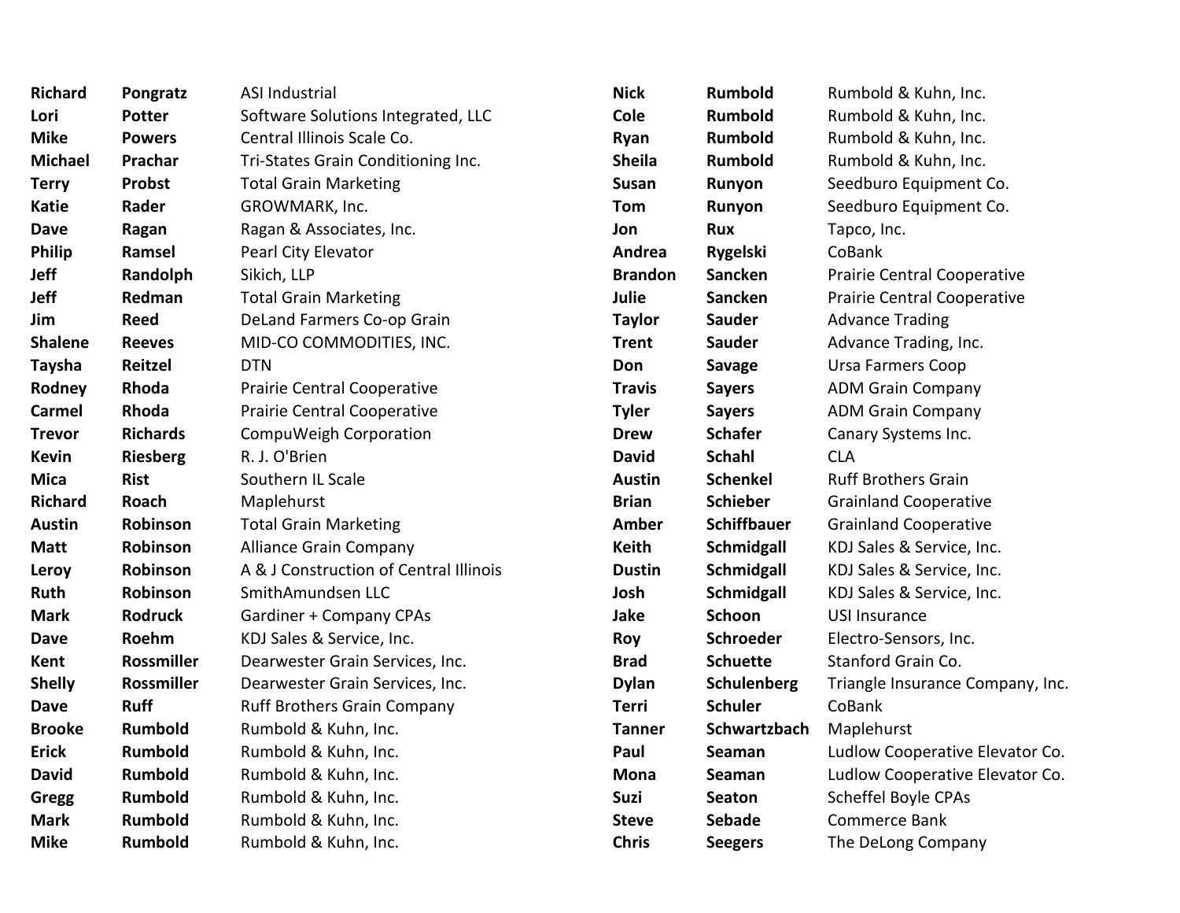| | | |
|---|---|---|
| **Richard** | **Pongratz** | ASI Industrial |
| **Lori** | **Potter** | Software Solutions Integrated, LLC |
| **Mike** | **Powers** | Central Illinois Scale Co. |
| **Michael** | **Prachar** | Tri-States Grain Conditioning Inc. |
| **Terry** | **Probst** | Total Grain Marketing |
| **Katie** | **Rader** | GROWMARK, Inc. |
| **Dave** | **Ragan** | Ragan & Associates, Inc. |
| **Philip** | **Ramsel** | Pearl City Elevator |
| **Jeff** | **Randolph** | Sikich, LLP |
| **Jeff** | **Redman** | Total Grain Marketing |
| **Jim** | **Reed** | DeLand Farmers Co-op Grain |
| **Shalene** | **Reeves** | MID-CO COMMODITIES, INC. |
| **Taysha** | **Reitzel** | DTN |
| **Rodney** | **Rhoda** | Prairie Central Cooperative |
| **Carmel** | **Rhoda** | Prairie Central Cooperative |
| **Trevor** | **Richards** | CompuWeigh Corporation |
| **Kevin** | **Riesberg** | R. J. O'Brien |
| **Mica** | **Rist** | Southern IL Scale |
| **Richard** | **Roach** | Maplehurst |
| **Austin** | **Robinson** | Total Grain Marketing |
| **Matt** | **Robinson** | Alliance Grain Company |
| **Leroy** | **Robinson** | A & J Construction of Central Illinois |
| **Ruth** | **Robinson** | SmithAmundsen LLC |
| **Mark** | **Rodruck** | Gardiner + Company CPAs |
| **Dave** | **Roehm** | KDJ Sales & Service, Inc. |
| **Kent** | **Rossmiller** | Dearwester Grain Services, Inc. |
| **Shelly** | **Rossmiller** | Dearwester Grain Services, Inc. |
| **Dave** | **Ruff** | Ruff Brothers Grain Company |
| **Brooke** | **Rumbold** | Rumbold & Kuhn, Inc. |
| **Erick** | **Rumbold** | Rumbold & Kuhn, Inc. |
| **David** | **Rumbold** | Rumbold & Kuhn, Inc. |
| **Gregg** | **Rumbold** | Rumbold & Kuhn, Inc. |
| **Mark** | **Rumbold** | Rumbold & Kuhn, Inc. |
| **Mike** | **Rumbold** | Rumbold & Kuhn, Inc. |
| **Nick** | **Rumbold** | Rumbold & Kuhn, Inc. |
| **Cole** | **Rumbold** | Rumbold & Kuhn, Inc. |
| **Ryan** | **Rumbold** | Rumbold & Kuhn, Inc. |
| **Sheila** | **Rumbold** | Rumbold & Kuhn, Inc. |
| **Susan** | **Runyon** | Seedburo Equipment Co. |
| **Tom** | **Runyon** | Seedburo Equipment Co. |
| **Jon** | **Rux** | Tapco, Inc. |
| **Andrea** | **Rygelski** | CoBank |
| **Brandon** | **Sancken** | Prairie Central Cooperative |
| **Julie** | **Sancken** | Prairie Central Cooperative |
| **Taylor** | **Sauder** | Advance Trading |
| **Trent** | **Sauder** | Advance Trading, Inc. |
| **Don** | **Savage** | Ursa Farmers Coop |
| **Travis** | **Sayers** | ADM Grain Company |
| **Tyler** | **Sayers** | ADM Grain Company |
| **Drew** | **Schafer** | Canary Systems Inc. |
| **David** | **Schahl** | CLA |
| **Austin** | **Schenkel** | Ruff Brothers Grain |
| **Brian** | **Schieber** | Grainland Cooperative |
| **Amber** | **Schiffbauer** | Grainland Cooperative |
| **Keith** | **Schmidgall** | KDJ Sales & Service, Inc. |
| **Dustin** | **Schmidgall** | KDJ Sales & Service, Inc. |
| **Josh** | **Schmidgall** | KDJ Sales & Service, Inc. |
| **Jake** | **Schoon** | USI Insurance |
| **Roy** | **Schroeder** | Electro-Sensors, Inc. |
| **Brad** | **Schuette** | Stanford Grain Co. |
| **Dylan** | **Schulenberg** | Triangle Insurance Company, Inc. |
| **Terri** | **Schuler** | CoBank |
| **Tanner** | **Schwartzbach** | Maplehurst |
| **Paul** | **Seaman** | Ludlow Cooperative Elevator Co. |
| **Mona** | **Seaman** | Ludlow Cooperative Elevator Co. |
| **Suzi** | **Seaton** | Scheffel Boyle CPAs |
| **Steve** | **Sebade** | Commerce Bank |
| **Chris** | **Seegers** | The DeLong Company |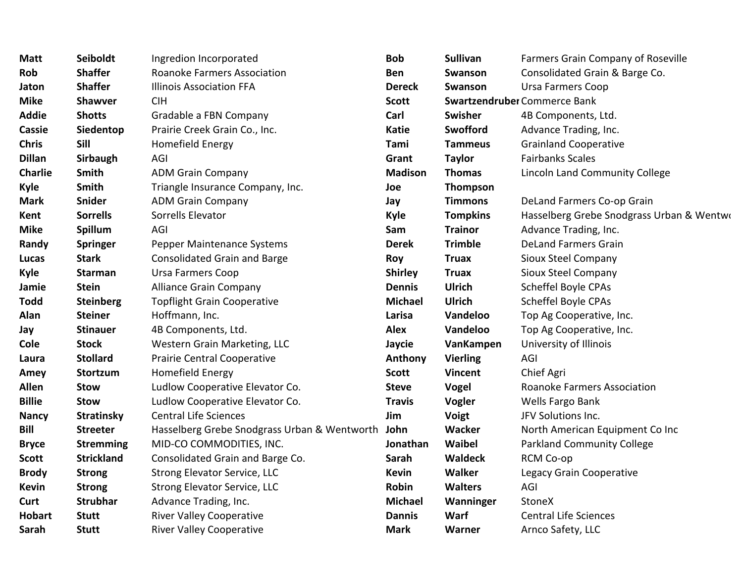| | | |
|---|---|---|
| **Matt** | **Seiboldt** | Ingredion Incorporated |
| **Rob** | **Shaffer** | Roanoke Farmers Association |
| **Jaton** | **Shaffer** | Illinois Association FFA |
| **Mike** | **Shawver** | CIH |
| **Addie** | **Shotts** | Gradable a FBN Company |
| **Cassie** | **Siedentop** | Prairie Creek Grain Co., Inc. |
| **Chris** | **Sill** | Homefield Energy |
| **Dillan** | **Sirbaugh** | AGI |
| **Charlie** | **Smith** | ADM Grain Company |
| **Kyle** | **Smith** | Triangle Insurance Company, Inc. |
| **Mark** | **Snider** | ADM Grain Company |
| **Kent** | **Sorrells** | Sorrells Elevator |
| **Mike** | **Spillum** | AGI |
| **Randy** | **Springer** | Pepper Maintenance Systems |
| **Lucas** | **Stark** | Consolidated Grain and Barge |
| **Kyle** | **Starman** | Ursa Farmers Coop |
| **Jamie** | **Stein** | Alliance Grain Company |
| **Todd** | **Steinberg** | Topflight Grain Cooperative |
| **Alan** | **Steiner** | Hoffmann, Inc. |
| **Jay** | **Stinauer** | 4B Components, Ltd. |
| **Cole** | **Stock** | Western Grain Marketing, LLC |
| **Laura** | **Stollard** | Prairie Central Cooperative |
| **Amey** | **Stortzum** | Homefield Energy |
| **Allen** | **Stow** | Ludlow Cooperative Elevator Co. |
| **Billie** | **Stow** | Ludlow Cooperative Elevator Co. |
| **Nancy** | **Stratinsky** | Central Life Sciences |
| **Bill** | **Streeter** | Hasselberg Grebe Snodgrass Urban & Wentworth |
| **Bryce** | **Stremming** | MID-CO COMMODITIES, INC. |
| **Scott** | **Strickland** | Consolidated Grain and Barge Co. |
| **Brody** | **Strong** | Strong Elevator Service, LLC |
| **Kevin** | **Strong** | Strong Elevator Service, LLC |
| **Curt** | **Strubhar** | Advance Trading, Inc. |
| **Hobart** | **Stutt** | River Valley Cooperative |
| **Sarah** | **Stutt** | River Valley Cooperative |
| **Bob** | **Sullivan** | Farmers Grain Company of Roseville |
| **Ben** | **Swanson** | Consolidated Grain & Barge Co. |
| **Dereck** | **Swanson** | Ursa Farmers Coop |
| **Scott** | **Swartzendruber** | Commerce Bank |
| **Carl** | **Swisher** | 4B Components, Ltd. |
| **Katie** | **Swofford** | Advance Trading, Inc. |
| **Tami** | **Tammeus** | Grainland Cooperative |
| **Grant** | **Taylor** | Fairbanks Scales |
| **Madison** | **Thomas** | Lincoln Land Community College |
| **Joe** | **Thompson** | |
| **Jay** | **Timmons** | DeLand Farmers Co-op Grain |
| **Kyle** | **Tompkins** | Hasselberg Grebe Snodgrass Urban & Wentwo |
| **Sam** | **Trainor** | Advance Trading, Inc. |
| **Derek** | **Trimble** | DeLand Farmers Grain |
| **Roy** | **Truax** | Sioux Steel Company |
| **Shirley** | **Truax** | Sioux Steel Company |
| **Dennis** | **Ulrich** | Scheffel Boyle CPAs |
| **Michael** | **Ulrich** | Scheffel Boyle CPAs |
| **Larisa** | **Vandeloo** | Top Ag Cooperative, Inc. |
| **Alex** | **Vandeloo** | Top Ag Cooperative, Inc. |
| **Jaycie** | **VanKampen** | University of Illinois |
| **Anthony** | **Vierling** | AGI |
| **Scott** | **Vincent** | Chief Agri |
| **Steve** | **Vogel** | Roanoke Farmers Association |
| **Travis** | **Vogler** | Wells Fargo Bank |
| **Jim** | **Voigt** | JFV Solutions Inc. |
| **John** | **Wacker** | North American Equipment Co Inc |
| **Jonathan** | **Waibel** | Parkland Community College |
| **Sarah** | **Waldeck** | RCM Co-op |
| **Kevin** | **Walker** | Legacy Grain Cooperative |
| **Robin** | **Walters** | AGI |
| **Michael** | **Wanninger** | StoneX |
| **Dannis** | **Warf** | Central Life Sciences |
| **Mark** | **Warner** | Arnco Safety, LLC |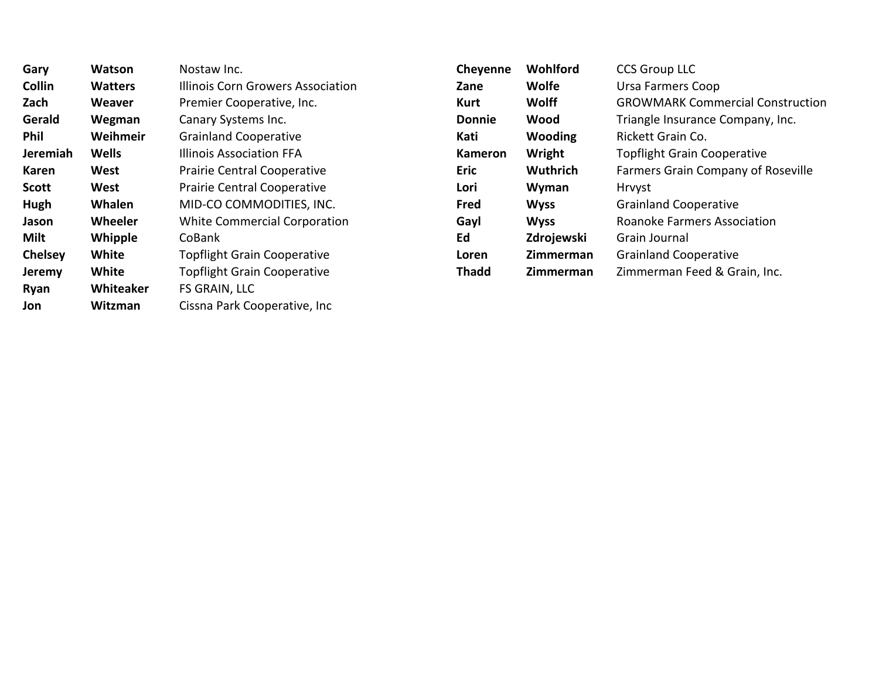| | | |
|---|---|---|
| **Gary** | **Watson** | Nostaw Inc. |
| **Collin** | **Watters** | Illinois Corn Growers Association |
| **Zach** | **Weaver** | Premier Cooperative, Inc. |
| **Gerald** | **Wegman** | Canary Systems Inc. |
| **Phil** | **Weihmeir** | Grainland Cooperative |
| **Jeremiah** | **Wells** | Illinois Association FFA |
| **Karen** | **West** | Prairie Central Cooperative |
| **Scott** | **West** | Prairie Central Cooperative |
| **Hugh** | **Whalen** | MID-CO COMMODITIES, INC. |
| **Jason** | **Wheeler** | White Commercial Corporation |
| **Milt** | **Whipple** | CoBank |
| **Chelsey** | **White** | Topflight Grain Cooperative |
| **Jeremy** | **White** | Topflight Grain Cooperative |
| **Ryan** | **Whiteaker** | FS GRAIN, LLC |
| **Jon** | **Witzman** | Cissna Park Cooperative, Inc |
| **Cheyenne** | **Wohlford** | CCS Group LLC |
| **Zane** | **Wolfe** | Ursa Farmers Coop |
| **Kurt** | **Wolff** | GROWMARK Commercial Construction |
| **Donnie** | **Wood** | Triangle Insurance Company, Inc. |
| **Kati** | **Wooding** | Rickett Grain Co. |
| **Kameron** | **Wright** | Topflight Grain Cooperative |
| **Eric** | **Wuthrich** | Farmers Grain Company of Roseville |
| **Lori** | **Wyman** | Hrvyst |
| **Fred** | **Wyss** | Grainland Cooperative |
| **Gayl** | **Wyss** | Roanoke Farmers Association |
| **Ed** | **Zdrojewski** | Grain Journal |
| **Loren** | **Zimmerman** | Grainland Cooperative |
| **Thadd** | **Zimmerman** | Zimmerman Feed & Grain, Inc. |